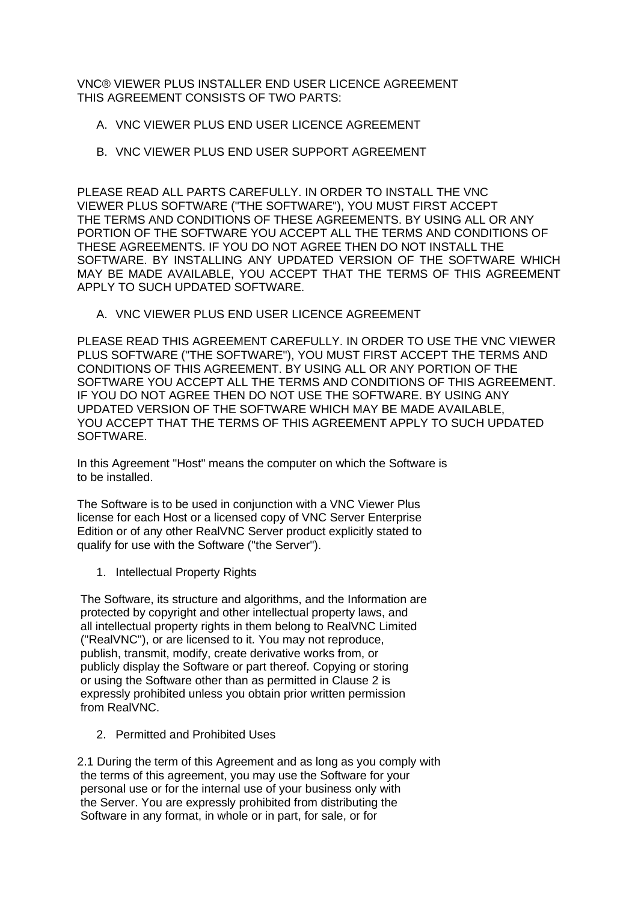VNC® VIEWER PLUS INSTALLER END USER LICENCE AGREEMENT
THIS AGREEMENT CONSISTS OF TWO PARTS:

A. VNC VIEWER PLUS END USER LICENCE AGREEMENT

B. VNC VIEWER PLUS END USER SUPPORT AGREEMENT

PLEASE READ ALL PARTS CAREFULLY. IN ORDER TO INSTALL THE VNC VIEWER PLUS SOFTWARE ("THE SOFTWARE"), YOU MUST FIRST ACCEPT THE TERMS AND CONDITIONS OF THESE AGREEMENTS. BY USING ALL OR ANY PORTION OF THE SOFTWARE YOU ACCEPT ALL THE TERMS AND CONDITIONS OF THESE AGREEMENTS. IF YOU DO NOT AGREE THEN DO NOT INSTALL THE SOFTWARE. BY INSTALLING ANY UPDATED VERSION OF THE SOFTWARE WHICH MAY BE MADE AVAILABLE, YOU ACCEPT THAT THE TERMS OF THIS AGREEMENT APPLY TO SUCH UPDATED SOFTWARE.

A. VNC VIEWER PLUS END USER LICENCE AGREEMENT

PLEASE READ THIS AGREEMENT CAREFULLY. IN ORDER TO USE THE VNC VIEWER PLUS SOFTWARE ("THE SOFTWARE"), YOU MUST FIRST ACCEPT THE TERMS AND CONDITIONS OF THIS AGREEMENT. BY USING ALL OR ANY PORTION OF THE SOFTWARE YOU ACCEPT ALL THE TERMS AND CONDITIONS OF THIS AGREEMENT. IF YOU DO NOT AGREE THEN DO NOT USE THE SOFTWARE. BY USING ANY UPDATED VERSION OF THE SOFTWARE WHICH MAY BE MADE AVAILABLE, YOU ACCEPT THAT THE TERMS OF THIS AGREEMENT APPLY TO SUCH UPDATED SOFTWARE.

In this Agreement "Host" means the computer on which the Software is to be installed.

The Software is to be used in conjunction with a VNC Viewer Plus license for each Host or a licensed copy of VNC Server Enterprise Edition or of any other RealVNC Server product explicitly stated to qualify for use with the Software ("the Server").

1. Intellectual Property Rights

The Software, its structure and algorithms, and the Information are protected by copyright and other intellectual property laws, and all intellectual property rights in them belong to RealVNC Limited ("RealVNC"), or are licensed to it. You may not reproduce, publish, transmit, modify, create derivative works from, or publicly display the Software or part thereof. Copying or storing or using the Software other than as permitted in Clause 2 is expressly prohibited unless you obtain prior written permission from RealVNC.

2. Permitted and Prohibited Uses

2.1 During the term of this Agreement and as long as you comply with the terms of this agreement, you may use the Software for your personal use or for the internal use of your business only with the Server. You are expressly prohibited from distributing the Software in any format, in whole or in part, for sale, or for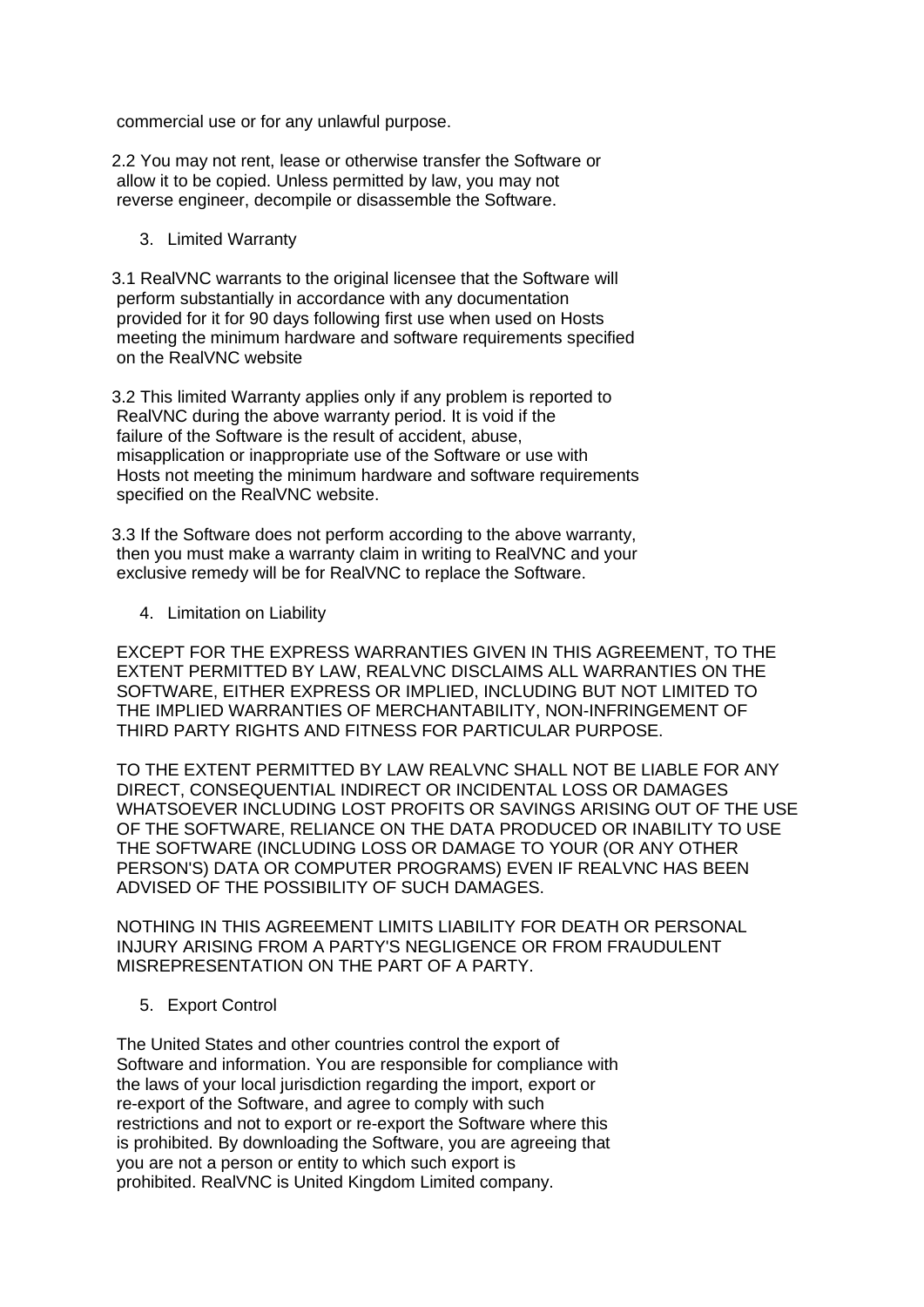commercial use or for any unlawful purpose.

2.2 You may not rent, lease or otherwise transfer the Software or allow it to be copied. Unless permitted by law, you may not reverse engineer, decompile or disassemble the Software.

3. Limited Warranty

3.1 RealVNC warrants to the original licensee that the Software will perform substantially in accordance with any documentation provided for it for 90 days following first use when used on Hosts meeting the minimum hardware and software requirements specified on the RealVNC website

3.2 This limited Warranty applies only if any problem is reported to RealVNC during the above warranty period. It is void if the failure of the Software is the result of accident, abuse, misapplication or inappropriate use of the Software or use with Hosts not meeting the minimum hardware and software requirements specified on the RealVNC website.

3.3 If the Software does not perform according to the above warranty, then you must make a warranty claim in writing to RealVNC and your exclusive remedy will be for RealVNC to replace the Software.

4. Limitation on Liability

EXCEPT FOR THE EXPRESS WARRANTIES GIVEN IN THIS AGREEMENT, TO THE EXTENT PERMITTED BY LAW, REALVNC DISCLAIMS ALL WARRANTIES ON THE SOFTWARE, EITHER EXPRESS OR IMPLIED, INCLUDING BUT NOT LIMITED TO THE IMPLIED WARRANTIES OF MERCHANTABILITY, NON-INFRINGEMENT OF THIRD PARTY RIGHTS AND FITNESS FOR PARTICULAR PURPOSE.

TO THE EXTENT PERMITTED BY LAW REALVNC SHALL NOT BE LIABLE FOR ANY DIRECT, CONSEQUENTIAL INDIRECT OR INCIDENTAL LOSS OR DAMAGES WHATSOEVER INCLUDING LOST PROFITS OR SAVINGS ARISING OUT OF THE USE OF THE SOFTWARE, RELIANCE ON THE DATA PRODUCED OR INABILITY TO USE THE SOFTWARE (INCLUDING LOSS OR DAMAGE TO YOUR (OR ANY OTHER PERSON'S) DATA OR COMPUTER PROGRAMS) EVEN IF REALVNC HAS BEEN ADVISED OF THE POSSIBILITY OF SUCH DAMAGES.

NOTHING IN THIS AGREEMENT LIMITS LIABILITY FOR DEATH OR PERSONAL INJURY ARISING FROM A PARTY'S NEGLIGENCE OR FROM FRAUDULENT MISREPRESENTATION ON THE PART OF A PARTY.

5. Export Control

The United States and other countries control the export of Software and information. You are responsible for compliance with the laws of your local jurisdiction regarding the import, export or re-export of the Software, and agree to comply with such restrictions and not to export or re-export the Software where this is prohibited. By downloading the Software, you are agreeing that you are not a person or entity to which such export is prohibited. RealVNC is United Kingdom Limited company.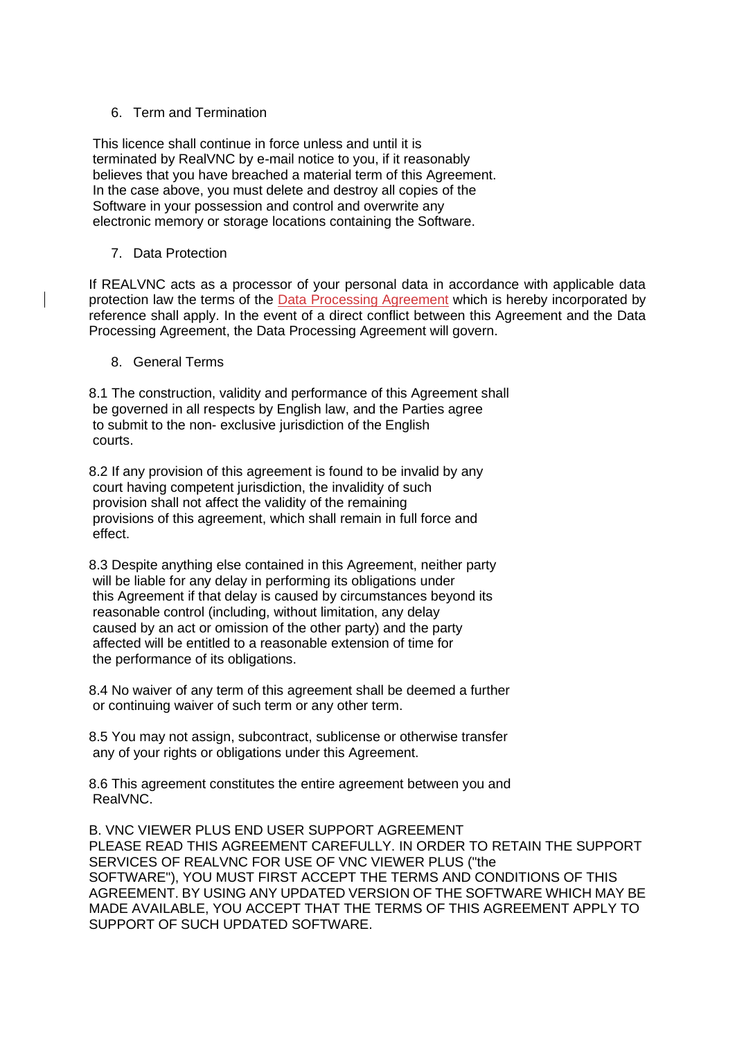## 6. Term and Termination

This licence shall continue in force unless and until it is terminated by RealVNC by e-mail notice to you, if it reasonably believes that you have breached a material term of this Agreement. In the case above, you must delete and destroy all copies of the Software in your possession and control and overwrite any electronic memory or storage locations containing the Software.

## 7. Data Protection

If REALVNC acts as a processor of your personal data in accordance with applicable data protection law the terms of the Data Processing Agreement which is hereby incorporated by reference shall apply. In the event of a direct conflict between this Agreement and the Data Processing Agreement, the Data Processing Agreement will govern.

## 8. General Terms

8.1 The construction, validity and performance of this Agreement shall be governed in all respects by English law, and the Parties agree to submit to the non- exclusive jurisdiction of the English courts.

8.2 If any provision of this agreement is found to be invalid by any court having competent jurisdiction, the invalidity of such provision shall not affect the validity of the remaining provisions of this agreement, which shall remain in full force and effect.

8.3 Despite anything else contained in this Agreement, neither party will be liable for any delay in performing its obligations under this Agreement if that delay is caused by circumstances beyond its reasonable control (including, without limitation, any delay caused by an act or omission of the other party) and the party affected will be entitled to a reasonable extension of time for the performance of its obligations.

8.4 No waiver of any term of this agreement shall be deemed a further or continuing waiver of such term or any other term.

8.5 You may not assign, subcontract, sublicense or otherwise transfer any of your rights or obligations under this Agreement.

8.6 This agreement constitutes the entire agreement between you and RealVNC.

# B. VNC VIEWER PLUS END USER SUPPORT AGREEMENT

PLEASE READ THIS AGREEMENT CAREFULLY. IN ORDER TO RETAIN THE SUPPORT SERVICES OF REALVNC FOR USE OF VNC VIEWER PLUS ("the SOFTWARE"), YOU MUST FIRST ACCEPT THE TERMS AND CONDITIONS OF THIS AGREEMENT. BY USING ANY UPDATED VERSION OF THE SOFTWARE WHICH MAY BE MADE AVAILABLE, YOU ACCEPT THAT THE TERMS OF THIS AGREEMENT APPLY TO SUPPORT OF SUCH UPDATED SOFTWARE.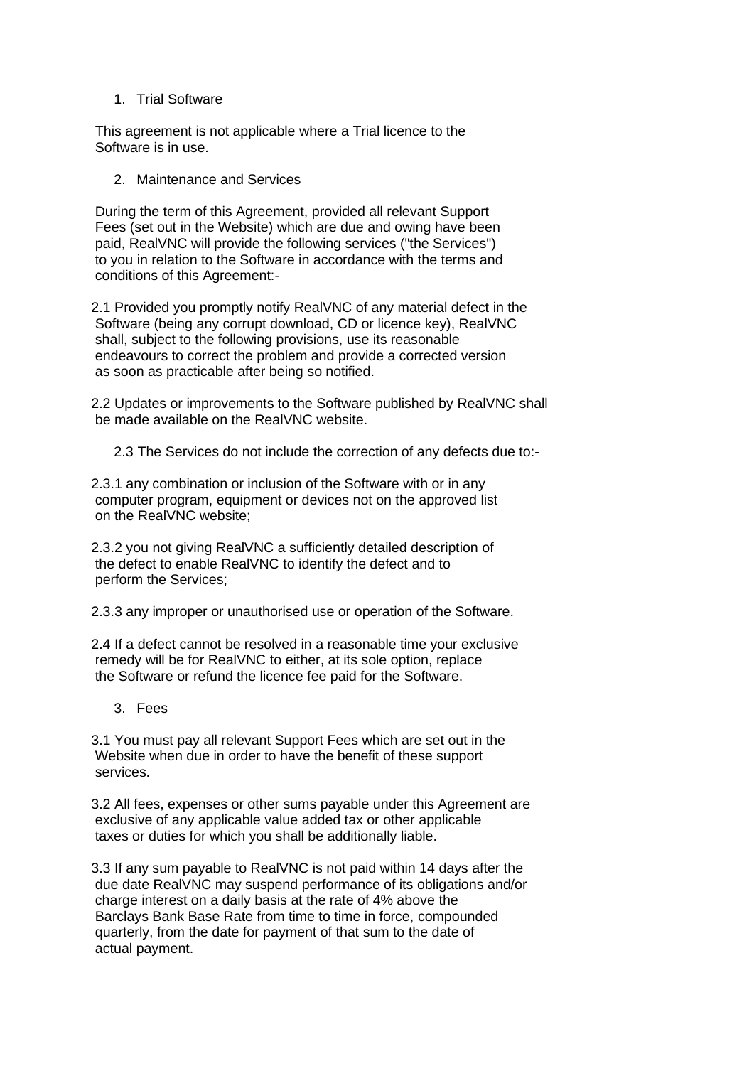1. Trial Software

This agreement is not applicable where a Trial licence to the Software is in use.

2. Maintenance and Services

During the term of this Agreement, provided all relevant Support Fees (set out in the Website) which are due and owing have been paid, RealVNC will provide the following services ("the Services") to you in relation to the Software in accordance with the terms and conditions of this Agreement:-

2.1 Provided you promptly notify RealVNC of any material defect in the Software (being any corrupt download, CD or licence key), RealVNC shall, subject to the following provisions, use its reasonable endeavours to correct the problem and provide a corrected version as soon as practicable after being so notified.

2.2 Updates or improvements to the Software published by RealVNC shall be made available on the RealVNC website.

2.3 The Services do not include the correction of any defects due to:-

2.3.1 any combination or inclusion of the Software with or in any computer program, equipment or devices not on the approved list on the RealVNC website;

2.3.2 you not giving RealVNC a sufficiently detailed description of the defect to enable RealVNC to identify the defect and to perform the Services;

2.3.3 any improper or unauthorised use or operation of the Software.

2.4 If a defect cannot be resolved in a reasonable time your exclusive remedy will be for RealVNC to either, at its sole option, replace the Software or refund the licence fee paid for the Software.

3. Fees

3.1 You must pay all relevant Support Fees which are set out in the Website when due in order to have the benefit of these support services.

3.2 All fees, expenses or other sums payable under this Agreement are exclusive of any applicable value added tax or other applicable taxes or duties for which you shall be additionally liable.

3.3 If any sum payable to RealVNC is not paid within 14 days after the due date RealVNC may suspend performance of its obligations and/or charge interest on a daily basis at the rate of 4% above the Barclays Bank Base Rate from time to time in force, compounded quarterly, from the date for payment of that sum to the date of actual payment.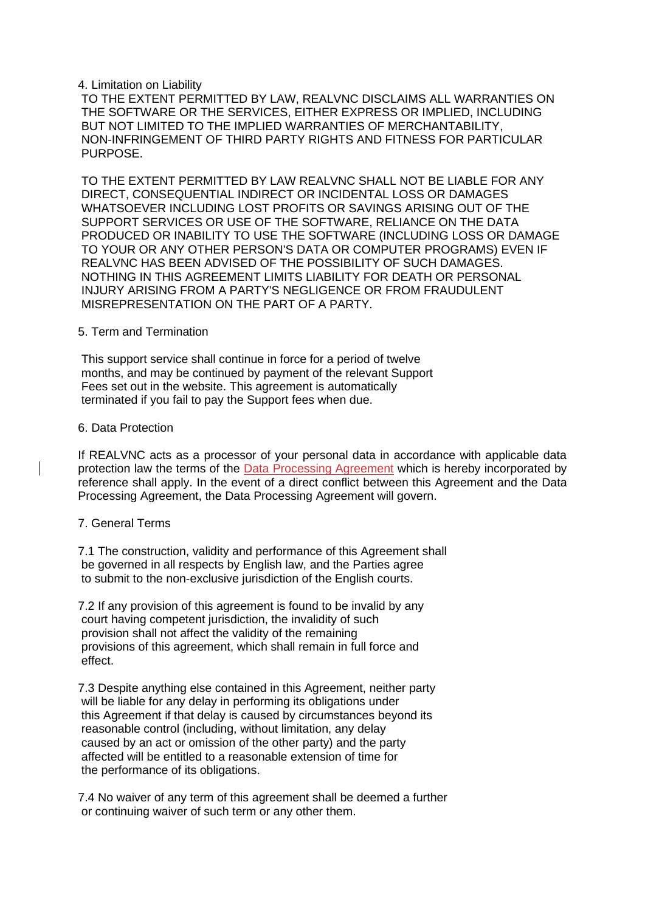## 4. Limitation on Liability

TO THE EXTENT PERMITTED BY LAW, REALVNC DISCLAIMS ALL WARRANTIES ON THE SOFTWARE OR THE SERVICES, EITHER EXPRESS OR IMPLIED, INCLUDING BUT NOT LIMITED TO THE IMPLIED WARRANTIES OF MERCHANTABILITY, NON-INFRINGEMENT OF THIRD PARTY RIGHTS AND FITNESS FOR PARTICULAR PURPOSE.

TO THE EXTENT PERMITTED BY LAW REALVNC SHALL NOT BE LIABLE FOR ANY DIRECT, CONSEQUENTIAL INDIRECT OR INCIDENTAL LOSS OR DAMAGES WHATSOEVER INCLUDING LOST PROFITS OR SAVINGS ARISING OUT OF THE SUPPORT SERVICES OR USE OF THE SOFTWARE, RELIANCE ON THE DATA PRODUCED OR INABILITY TO USE THE SOFTWARE (INCLUDING LOSS OR DAMAGE TO YOUR OR ANY OTHER PERSON'S DATA OR COMPUTER PROGRAMS) EVEN IF REALVNC HAS BEEN ADVISED OF THE POSSIBILITY OF SUCH DAMAGES. NOTHING IN THIS AGREEMENT LIMITS LIABILITY FOR DEATH OR PERSONAL INJURY ARISING FROM A PARTY'S NEGLIGENCE OR FROM FRAUDULENT MISREPRESENTATION ON THE PART OF A PARTY.

## 5. Term and Termination

This support service shall continue in force for a period of twelve months, and may be continued by payment of the relevant Support Fees set out in the website. This agreement is automatically terminated if you fail to pay the Support fees when due.

## 6. Data Protection

If REALVNC acts as a processor of your personal data in accordance with applicable data protection law the terms of the Data Processing Agreement which is hereby incorporated by reference shall apply. In the event of a direct conflict between this Agreement and the Data Processing Agreement, the Data Processing Agreement will govern.

## 7. General Terms

7.1 The construction, validity and performance of this Agreement shall be governed in all respects by English law, and the Parties agree to submit to the non-exclusive jurisdiction of the English courts.

7.2 If any provision of this agreement is found to be invalid by any court having competent jurisdiction, the invalidity of such provision shall not affect the validity of the remaining provisions of this agreement, which shall remain in full force and effect.

7.3 Despite anything else contained in this Agreement, neither party will be liable for any delay in performing its obligations under this Agreement if that delay is caused by circumstances beyond its reasonable control (including, without limitation, any delay caused by an act or omission of the other party) and the party affected will be entitled to a reasonable extension of time for the performance of its obligations.

7.4 No waiver of any term of this agreement shall be deemed a further or continuing waiver of such term or any other them.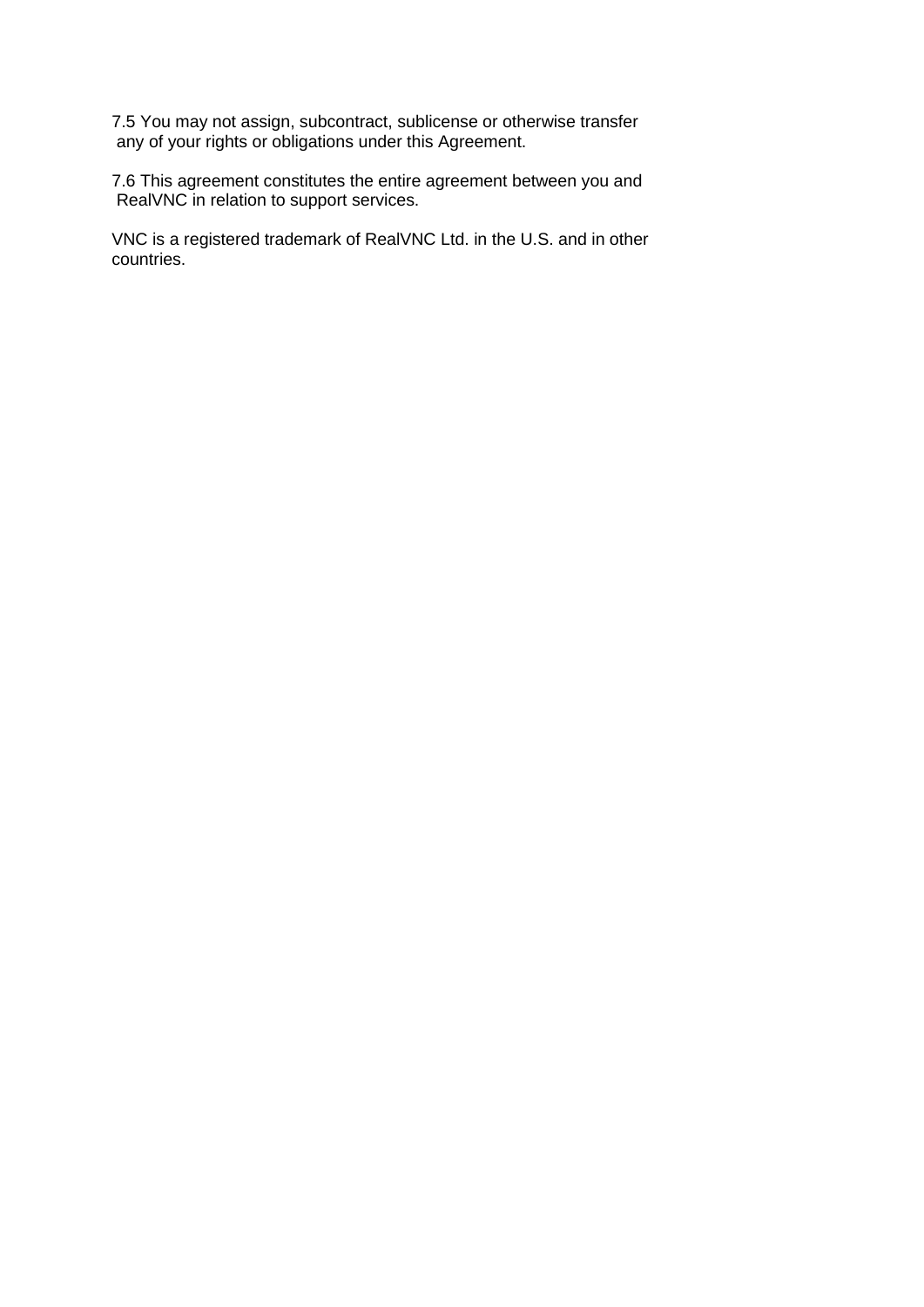7.5 You may not assign, subcontract, sublicense or otherwise transfer any of your rights or obligations under this Agreement.

7.6 This agreement constitutes the entire agreement between you and RealVNC in relation to support services.

VNC is a registered trademark of RealVNC Ltd. in the U.S. and in other countries.